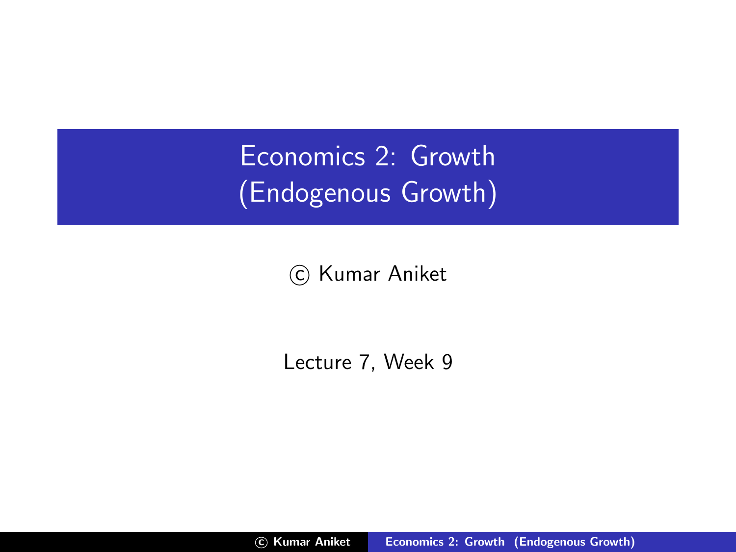# Economics 2: Growth (Endogenous Growth)

© Kumar Aniket

Lecture 7, Week 9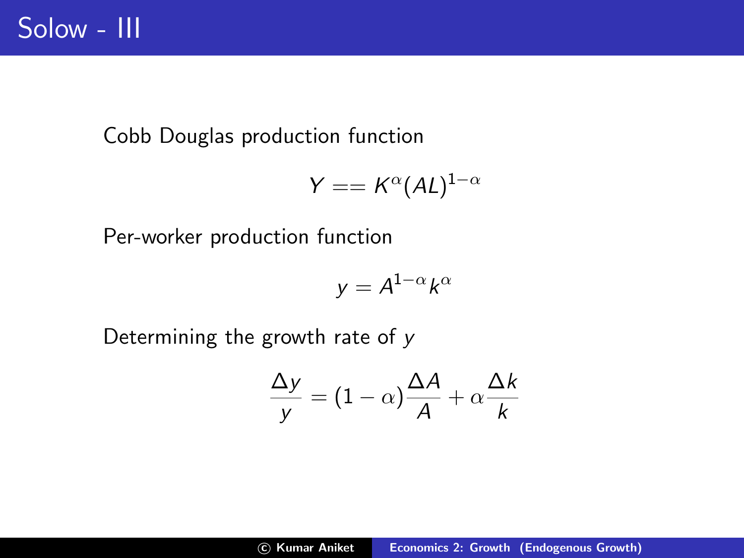# Solow - III

Cobb Douglas production function

$$Y == K^{\alpha}(AL)^{1-\alpha}$$

Per-worker production function

$$y = A^{1-\alpha}k^{\alpha}$$

Determining the growth rate of $y$

$$\frac{\Delta y}{y} = (1-\alpha)\frac{\Delta A}{A} + \alpha\frac{\Delta k}{k}$$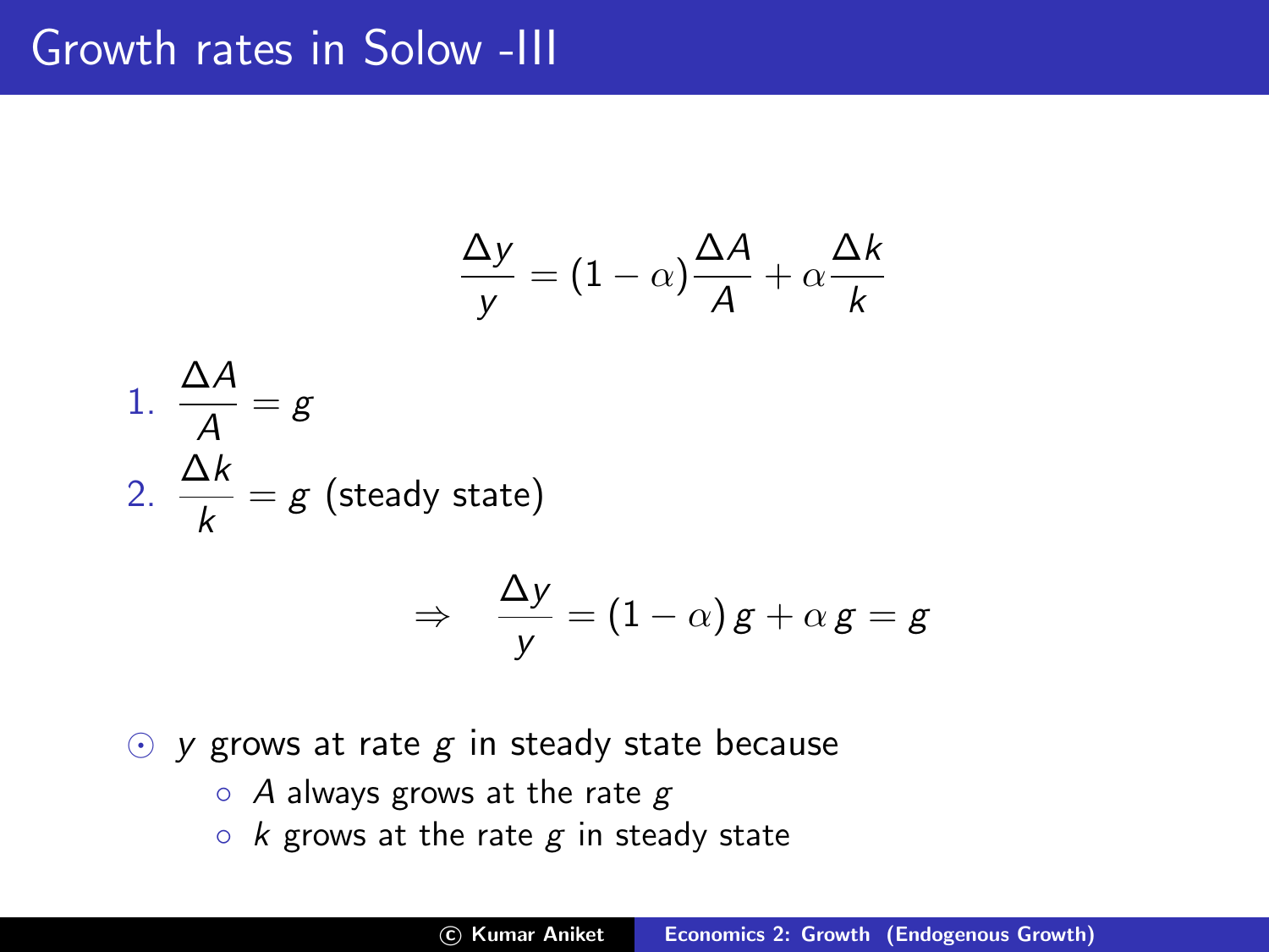# Growth rates in Solow -III

$$\frac{\Delta y}{y} = (1-\alpha)\frac{\Delta A}{A} + \alpha\frac{\Delta k}{k}$$

1. $\dfrac{\Delta A}{A} = g$
2. $\dfrac{\Delta k}{k} = g$ (steady state)

$$\Rightarrow \quad \frac{\Delta y}{y} = (1-\alpha)\,g + \alpha\,g = g$$

- $y$ grows at rate $g$ in steady state because
  - $A$ always grows at the rate $g$
  - $k$ grows at the rate $g$ in steady state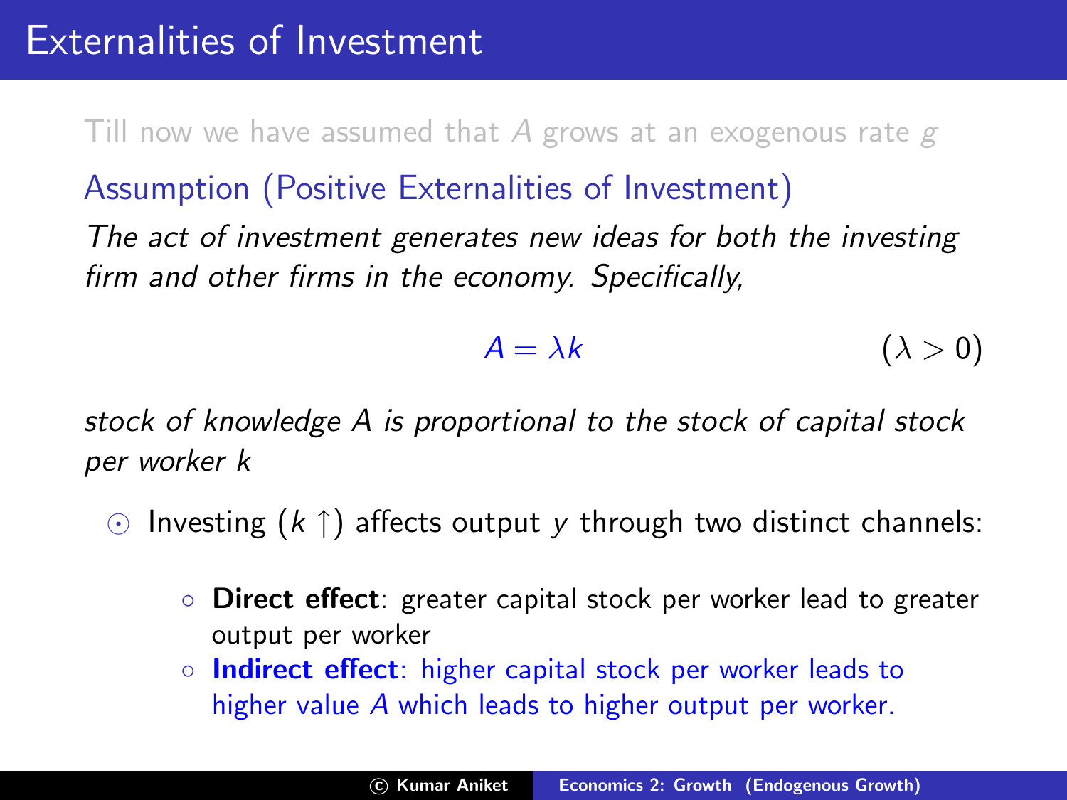# Externalities of Investment

Till now we have assumed that $A$ grows at an exogenous rate $g$

**Assumption (Positive Externalities of Investment)**

*The act of investment generates new ideas for both the investing firm and other firms in the economy. Specifically,*

$$A = \lambda k \qquad (\lambda > 0)$$

*stock of knowledge $A$ is proportional to the stock of capital stock per worker $k$*

- Investing ($k \uparrow$) affects output $y$ through two distinct channels:
  - **Direct effect**: greater capital stock per worker lead to greater output per worker
  - **Indirect effect**: higher capital stock per worker leads to higher value $A$ which leads to higher output per worker.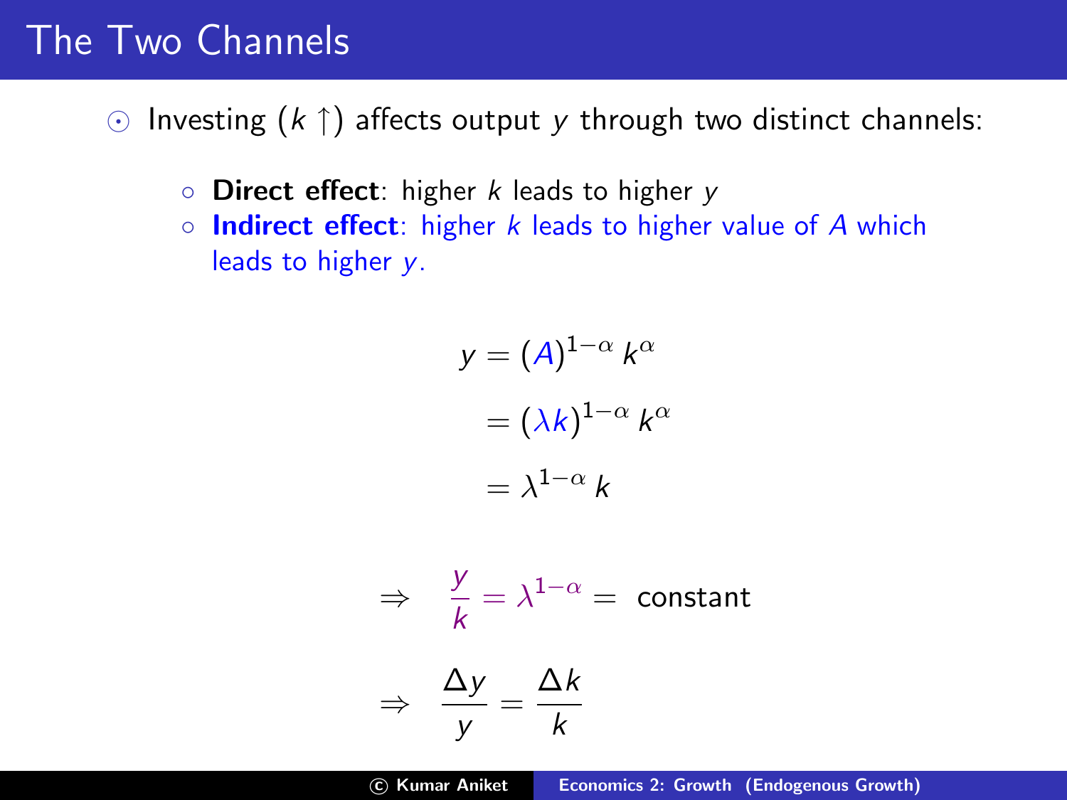# The Two Channels

- Investing ($k \uparrow$) affects output $y$ through two distinct channels:
  - **Direct effect**: higher $k$ leads to higher $y$
  - **Indirect effect**: higher $k$ leads to higher value of $A$ which leads to higher $y$.

$$
\begin{aligned}
y &= (A)^{1-\alpha} k^{\alpha} \\
&= (\lambda k)^{1-\alpha} k^{\alpha} \\
&= \lambda^{1-\alpha} k
\end{aligned}
$$

$$
\Rightarrow \quad \frac{y}{k} = \lambda^{1-\alpha} = \text{ constant}
$$

$$
\Rightarrow \quad \frac{\Delta y}{y} = \frac{\Delta k}{k}
$$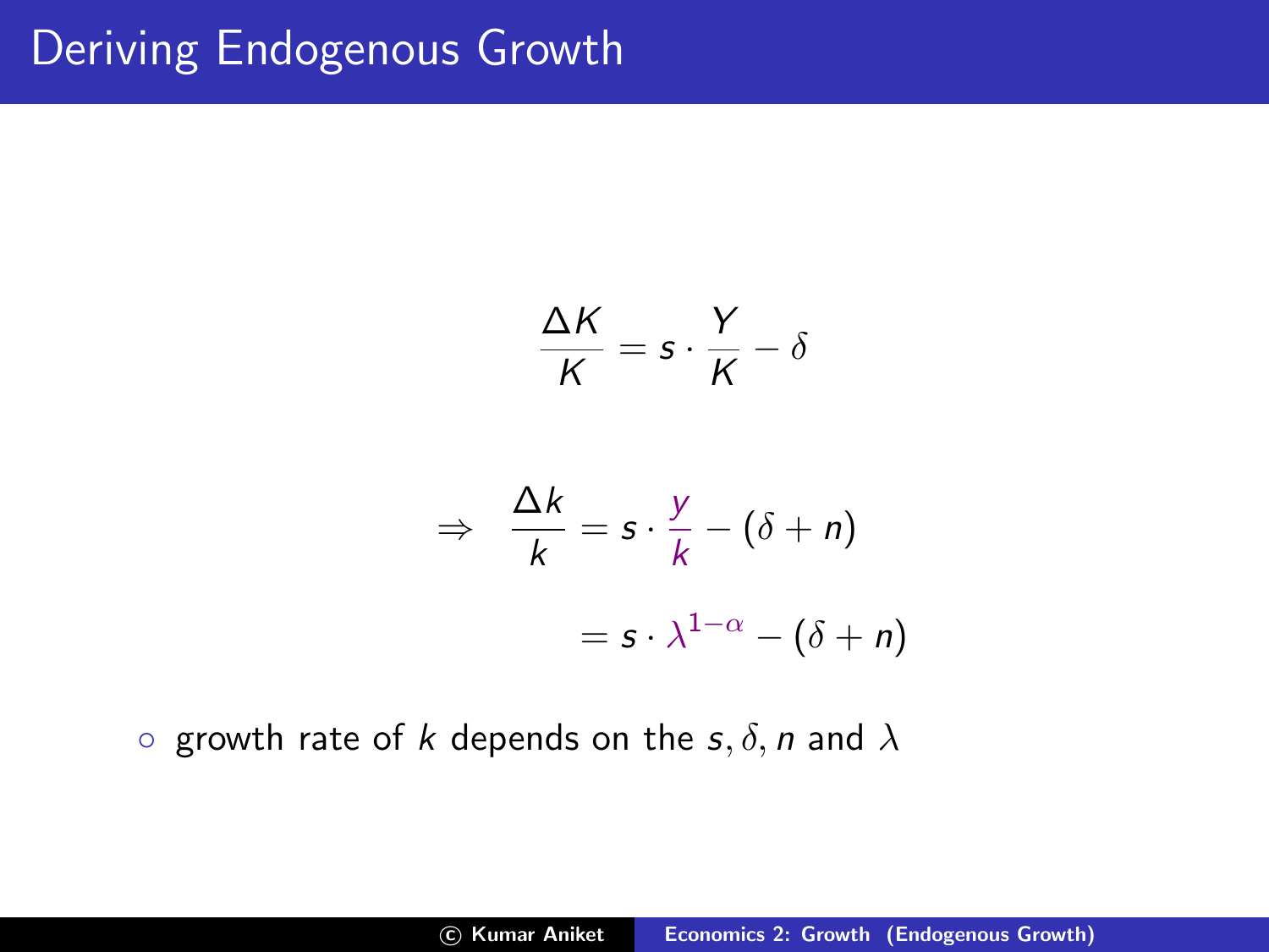# Deriving Endogenous Growth

$$\frac{\Delta K}{K} = s \cdot \frac{Y}{K} - \delta$$

$$\Rightarrow \quad \frac{\Delta k}{k} = s \cdot \frac{y}{k} - (\delta + n)$$

$$= s \cdot \lambda^{1-\alpha} - (\delta + n)$$

- growth rate of $k$ depends on the $s, \delta, n$ and $\lambda$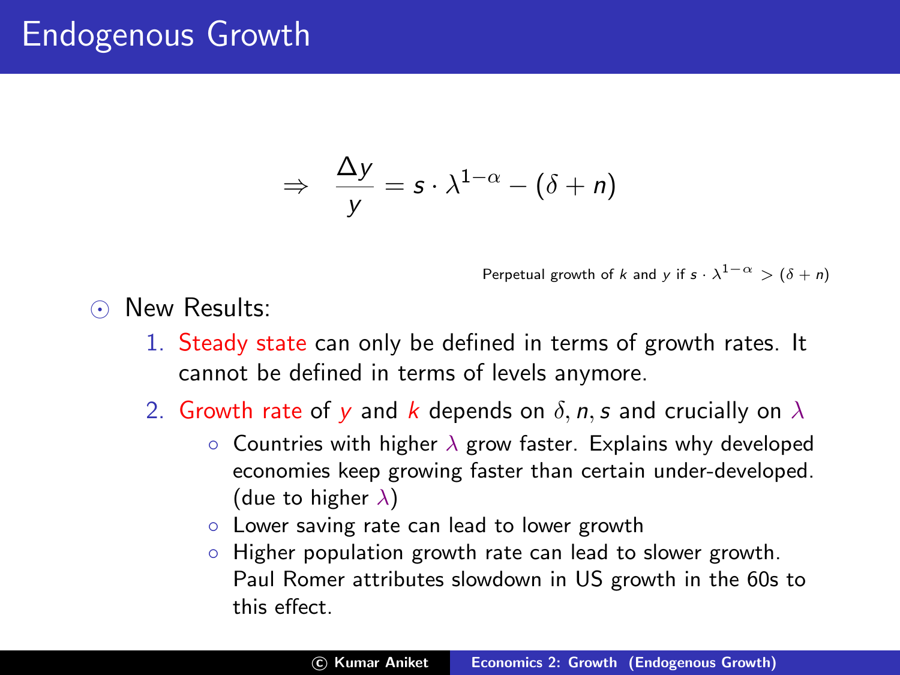# Endogenous Growth

$$\Rightarrow \quad \frac{\Delta y}{y} = s \cdot \lambda^{1-\alpha} - (\delta + n)$$

Perpetual growth of $k$ and $y$ if $s \cdot \lambda^{1-\alpha} > (\delta + n)$

- New Results:
  1. Steady state can only be defined in terms of growth rates. It cannot be defined in terms of levels anymore.
  2. Growth rate of $y$ and $k$ depends on $\delta, n, s$ and crucially on $\lambda$
     - Countries with higher $\lambda$ grow faster. Explains why developed economies keep growing faster than certain under-developed. (due to higher $\lambda$)
     - Lower saving rate can lead to lower growth
     - Higher population growth rate can lead to slower growth. Paul Romer attributes slowdown in US growth in the 60s to this effect.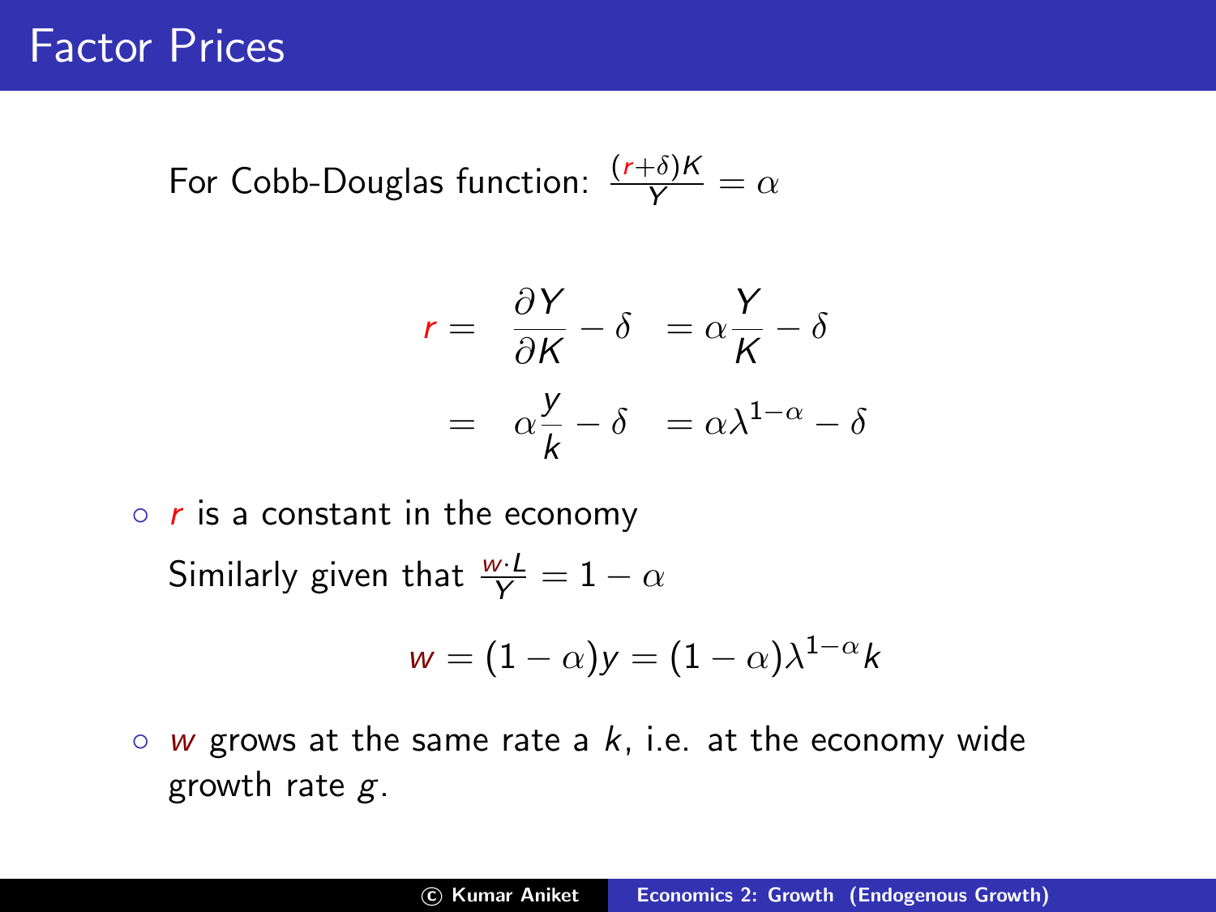# Factor Prices

For Cobb-Douglas function: $\frac{(r+\delta)K}{Y} = \alpha$

$$
\begin{aligned}
r = & \ \frac{\partial Y}{\partial K} - \delta \ = \alpha \frac{Y}{K} - \delta \\
= & \ \alpha \frac{y}{k} - \delta \ = \alpha \lambda^{1-\alpha} - \delta
\end{aligned}
$$

- $r$ is a constant in the economy

Similarly given that $\frac{w \cdot L}{Y} = 1 - \alpha$

$$
w = (1-\alpha)y = (1-\alpha)\lambda^{1-\alpha}k
$$

- $w$ grows at the same rate a $k$, i.e. at the economy wide growth rate $g$.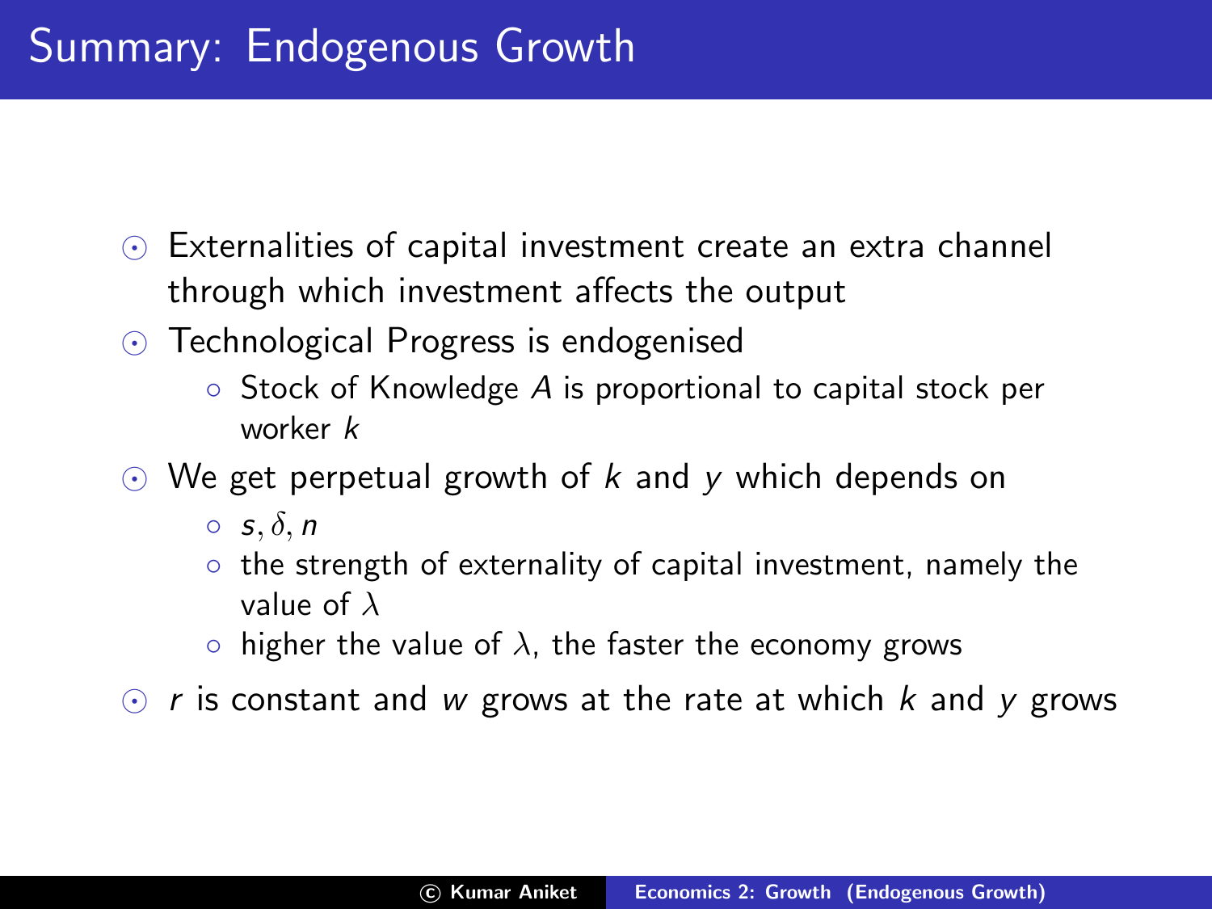# Summary: Endogenous Growth

- Externalities of capital investment create an extra channel through which investment affects the output
- Technological Progress is endogenised
  - Stock of Knowledge $A$ is proportional to capital stock per worker $k$
- We get perpetual growth of $k$ and $y$ which depends on
  - $s, \delta, n$
  - the strength of externality of capital investment, namely the value of $\lambda$
  - higher the value of $\lambda$, the faster the economy grows
- $r$ is constant and $w$ grows at the rate at which $k$ and $y$ grows